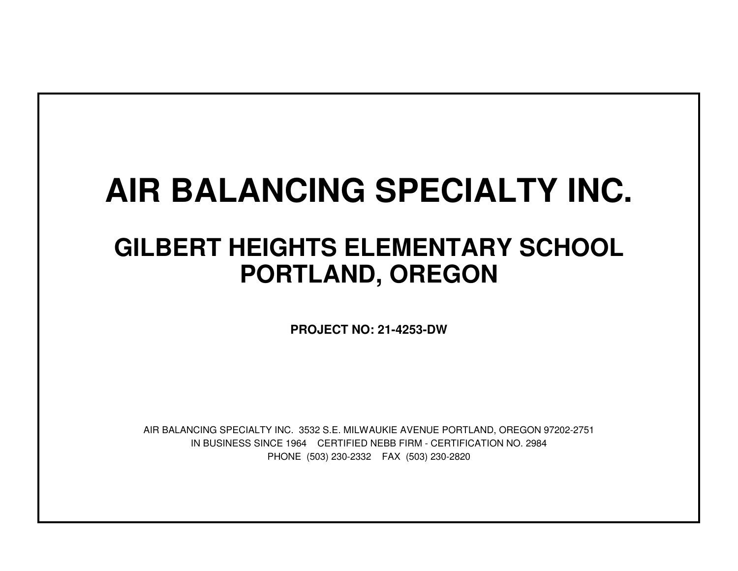# AIR BALANCING SPECIALTY INC.

## GILBERT HEIGHTS ELEMENTARY SCHOOL
## PORTLAND, OREGON

**PROJECT NO: 21-4253-DW**

AIR BALANCING SPECIALTY INC. 3532 S.E. MILWAUKIE AVENUE PORTLAND, OREGON 97202-2751
IN BUSINESS SINCE 1964 CERTIFIED NEBB FIRM - CERTIFICATION NO. 2984
PHONE (503) 230-2332 FAX (503) 230-2820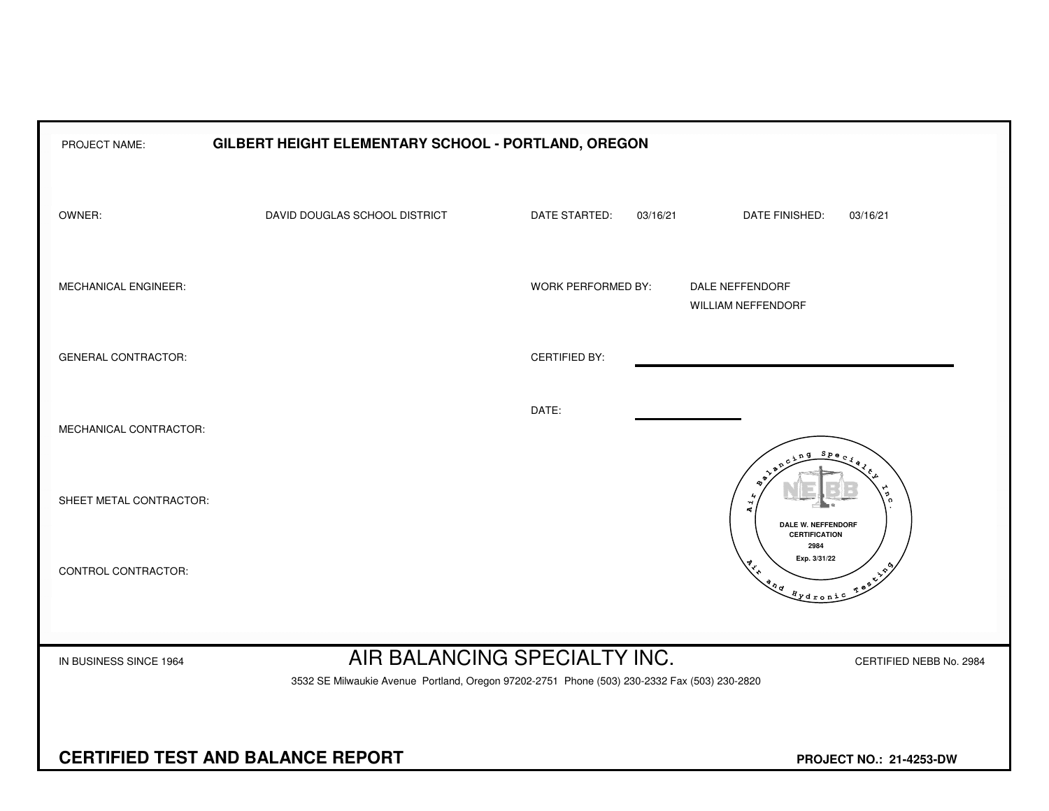PROJECT NAME: **GILBERT HEIGHT ELEMENTARY SCHOOL - PORTLAND, OREGON**

| | | | | | |
|---|---|---|---|---|---|
| OWNER: | DAVID DOUGLAS SCHOOL DISTRICT | DATE STARTED: | 03/16/21 | DATE FINISHED: | 03/16/21 |
| MECHANICAL ENGINEER: | | WORK PERFORMED BY: | DALE NEFFENDORF<br>WILLIAM NEFFENDORF | | |
| GENERAL CONTRACTOR: | | CERTIFIED BY: | | | |
| MECHANICAL CONTRACTOR: | | DATE: | | | |
| SHEET METAL CONTRACTOR: | | | | | |
| CONTROL CONTRACTOR: | | | | | |

Air Balancing Specialty Inc.
NEBB
DALE W. NEFFENDORF
CERTIFICATION
2984
Exp. 3/31/22
Air and Hydronic Testing

IN BUSINESS SINCE 1964

# AIR BALANCING SPECIALTY INC.

CERTIFIED NEBB No. 2984

3532 SE Milwaukie Avenue Portland, Oregon 97202-2751 Phone (503) 230-2332 Fax (503) 230-2820

## CERTIFIED TEST AND BALANCE REPORT

**PROJECT NO.: 21-4253-DW**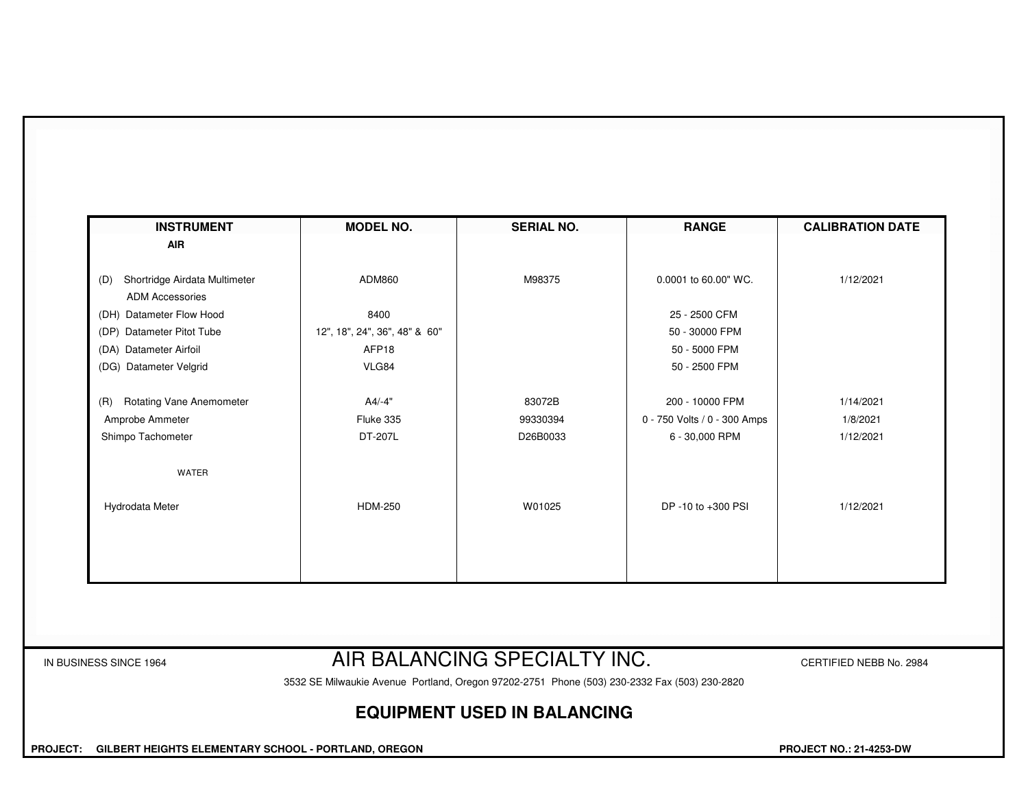| INSTRUMENT | MODEL NO. | SERIAL NO. | RANGE | CALIBRATION DATE |
| --- | --- | --- | --- | --- |
| **AIR** | | | | |
| (D) Shortridge Airdata Multimeter | ADM860 | M98375 | 0.0001 to 60.00" WC. | 1/12/2021 |
| ADM Accessories | | | | |
| (DH) Datameter Flow Hood | 8400 | | 25 - 2500 CFM | |
| (DP) Datameter Pitot Tube | 12", 18", 24", 36", 48" & 60" | | 50 - 30000 FPM | |
| (DA) Datameter Airfoil | AFP18 | | 50 - 5000 FPM | |
| (DG) Datameter Velgrid | VLG84 | | 50 - 2500 FPM | |
| (R) Rotating Vane Anemometer | A4/-4" | 83072B | 200 - 10000 FPM | 1/14/2021 |
| Amprobe Ammeter | Fluke 335 | 99330394 | 0 - 750 Volts / 0 - 300 Amps | 1/8/2021 |
| Shimpo Tachometer | DT-207L | D26B0033 | 6 - 30,000 RPM | 1/12/2021 |
| WATER | | | | |
| Hydrodata Meter | HDM-250 | W01025 | DP -10 to +300 PSI | 1/12/2021 |

IN BUSINESS SINCE 1964

# AIR BALANCING SPECIALTY INC.

CERTIFIED NEBB No. 2984

3532 SE Milwaukie Avenue Portland, Oregon 97202-2751 Phone (503) 230-2332 Fax (503) 230-2820

## EQUIPMENT USED IN BALANCING

**PROJECT: GILBERT HEIGHTS ELEMENTARY SCHOOL - PORTLAND, OREGON**

**PROJECT NO.: 21-4253-DW**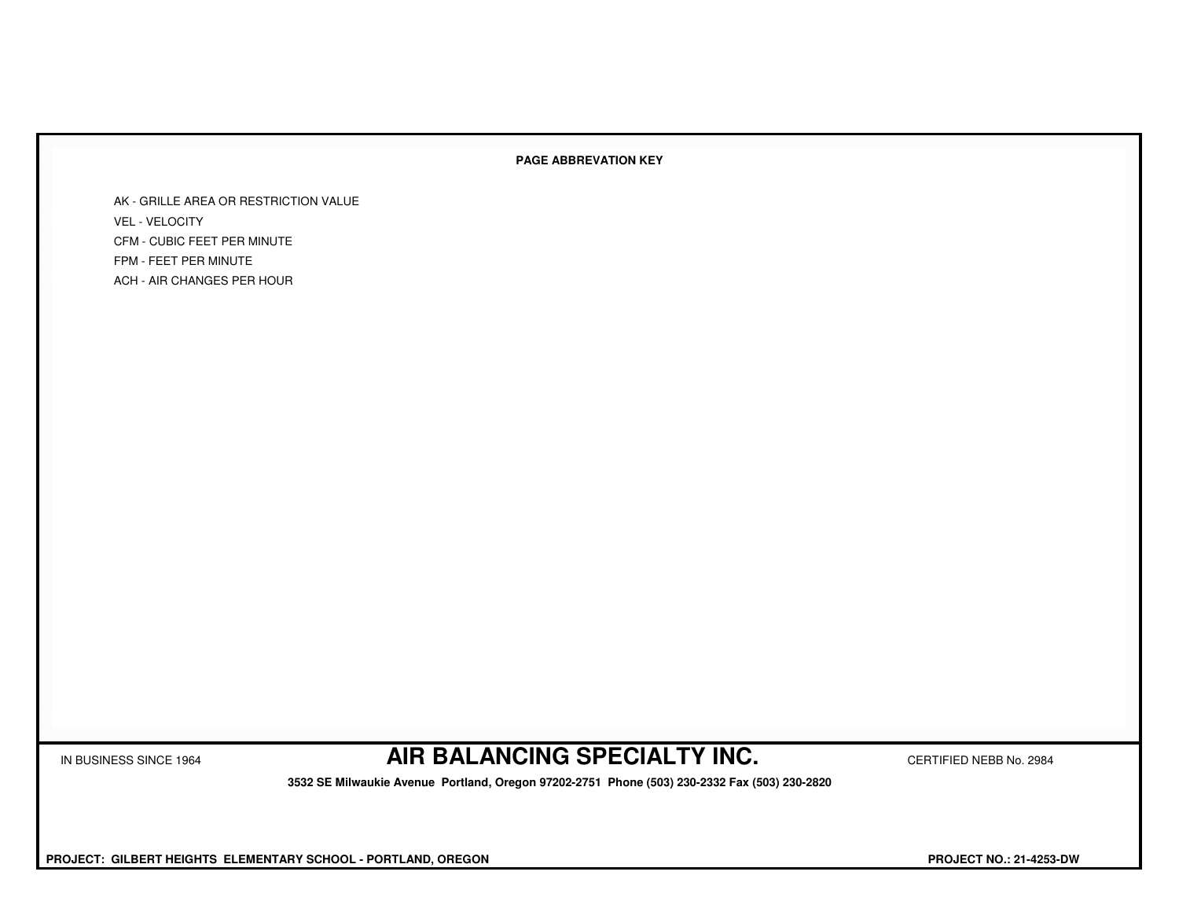## PAGE ABBREVATION KEY

- AK - GRILLE AREA OR RESTRICTION VALUE
- VEL - VELOCITY
- CFM - CUBIC FEET PER MINUTE
- FPM - FEET PER MINUTE
- ACH - AIR CHANGES PER HOUR

IN BUSINESS SINCE 1964

# AIR BALANCING SPECIALTY INC.

CERTIFIED NEBB No. 2984

**3532 SE Milwaukie Avenue Portland, Oregon 97202-2751 Phone (503) 230-2332 Fax (503) 230-2820**

**PROJECT: GILBERT HEIGHTS ELEMENTARY SCHOOL - PORTLAND, OREGON**

**PROJECT NO.: 21-4253-DW**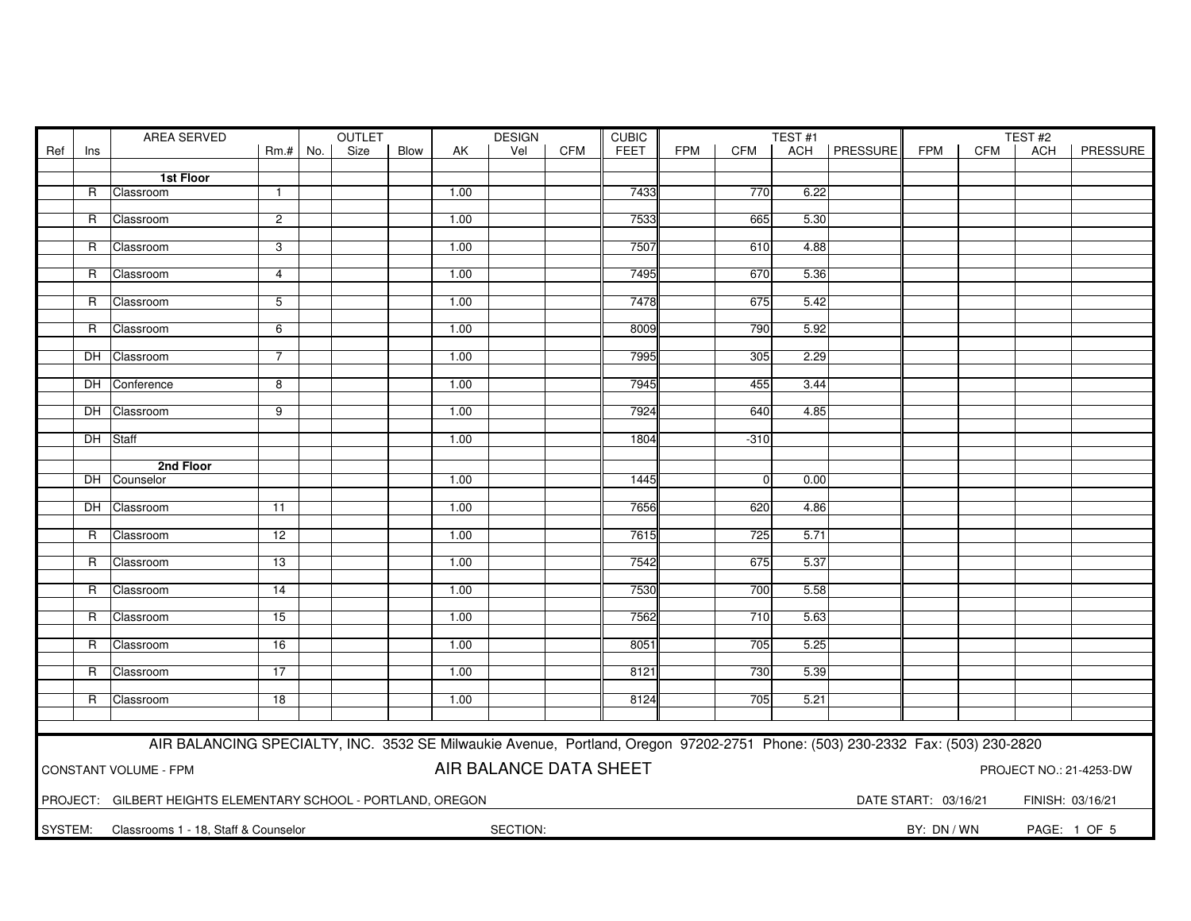| Ref | Ins | AREA SERVED | Rm.# | OUTLET No. | OUTLET Size | OUTLET Blow | DESIGN AK | DESIGN Vel | DESIGN CFM | CUBIC FEET | TEST #1 FPM | TEST #1 CFM | TEST #1 ACH | TEST #1 PRESSURE | TEST #2 FPM | TEST #2 CFM | TEST #2 ACH | TEST #2 PRESSURE |
|---|---|---|---|---|---|---|---|---|---|---|---|---|---|---|---|---|---|---|
| | | **1st Floor** | | | | | | | | | | | | | | | | |
| | R | Classroom | 1 | | | | 1.00 | | | 7433 | | 770 | 6.22 | | | | | |
| | R | Classroom | 2 | | | | 1.00 | | | 7533 | | 665 | 5.30 | | | | | |
| | R | Classroom | 3 | | | | 1.00 | | | 7507 | | 610 | 4.88 | | | | | |
| | R | Classroom | 4 | | | | 1.00 | | | 7495 | | 670 | 5.36 | | | | | |
| | R | Classroom | 5 | | | | 1.00 | | | 7478 | | 675 | 5.42 | | | | | |
| | R | Classroom | 6 | | | | 1.00 | | | 8009 | | 790 | 5.92 | | | | | |
| | DH | Classroom | 7 | | | | 1.00 | | | 7995 | | 305 | 2.29 | | | | | |
| | DH | Conference | 8 | | | | 1.00 | | | 7945 | | 455 | 3.44 | | | | | |
| | DH | Classroom | 9 | | | | 1.00 | | | 7924 | | 640 | 4.85 | | | | | |
| | DH | Staff | | | | | 1.00 | | | 1804 | | -310 | | | | | | |
| | | **2nd Floor** | | | | | | | | | | | | | | | | |
| | DH | Counselor | | | | | 1.00 | | | 1445 | | 0 | 0.00 | | | | | |
| | DH | Classroom | 11 | | | | 1.00 | | | 7656 | | 620 | 4.86 | | | | | |
| | R | Classroom | 12 | | | | 1.00 | | | 7615 | | 725 | 5.71 | | | | | |
| | R | Classroom | 13 | | | | 1.00 | | | 7542 | | 675 | 5.37 | | | | | |
| | R | Classroom | 14 | | | | 1.00 | | | 7530 | | 700 | 5.58 | | | | | |
| | R | Classroom | 15 | | | | 1.00 | | | 7562 | | 710 | 5.63 | | | | | |
| | R | Classroom | 16 | | | | 1.00 | | | 8051 | | 705 | 5.25 | | | | | |
| | R | Classroom | 17 | | | | 1.00 | | | 8121 | | 730 | 5.39 | | | | | |
| | R | Classroom | 18 | | | | 1.00 | | | 8124 | | 705 | 5.21 | | | | | |

AIR BALANCING SPECIALTY, INC. 3532 SE Milwaukie Avenue, Portland, Oregon 97202-2751 Phone: (503) 230-2332 Fax: (503) 230-2820

CONSTANT VOLUME - FPM

# AIR BALANCE DATA SHEET

PROJECT NO.: 21-4253-DW

PROJECT: GILBERT HEIGHTS ELEMENTARY SCHOOL - PORTLAND, OREGON

DATE START: 03/16/21 FINISH: 03/16/21

SYSTEM: Classrooms 1 - 18, Staff & Counselor

SECTION:

BY: DN / WN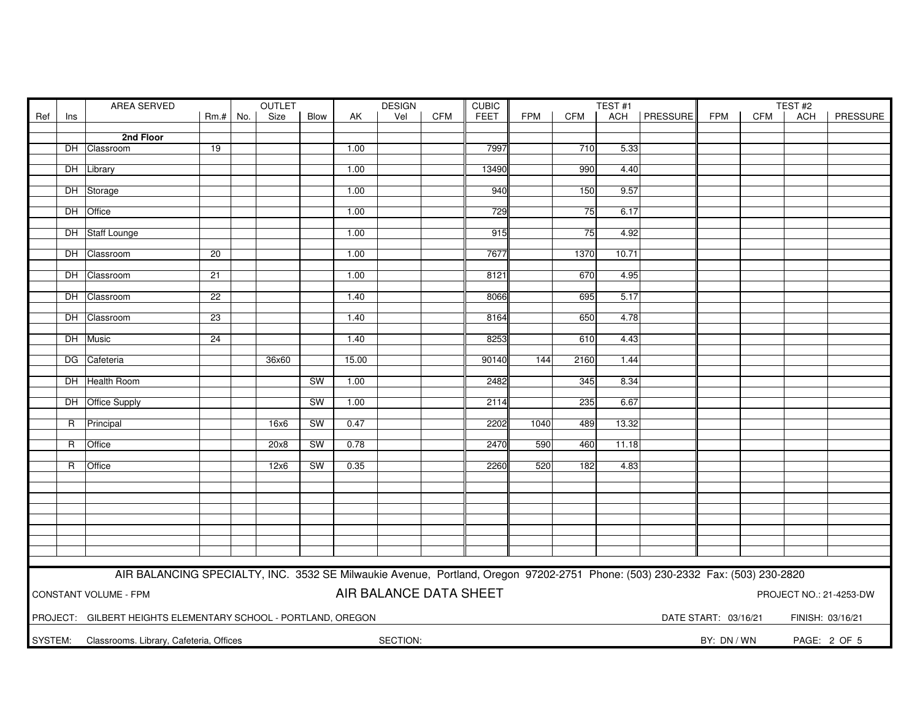| Ref | Ins | AREA SERVED | Rm.# | OUTLET No. | OUTLET Size | OUTLET Blow | AK | DESIGN Vel | DESIGN CFM | CUBIC FEET | TEST #1 FPM | TEST #1 CFM | TEST #1 ACH | TEST #1 PRESSURE | TEST #2 FPM | TEST #2 CFM | TEST #2 ACH | TEST #2 PRESSURE |
|---|---|---|---|---|---|---|---|---|---|---|---|---|---|---|---|---|---|---|
| | | **2nd Floor** | | | | | | | | | | | | | | | | |
| | DH | Classroom | 19 | | | | 1.00 | | | 7997 | | 710 | 5.33 | | | | | |
| | DH | Library | | | | | 1.00 | | | 13490 | | 990 | 4.40 | | | | | |
| | DH | Storage | | | | | 1.00 | | | 940 | | 150 | 9.57 | | | | | |
| | DH | Office | | | | | 1.00 | | | 729 | | 75 | 6.17 | | | | | |
| | DH | Staff Lounge | | | | | 1.00 | | | 915 | | 75 | 4.92 | | | | | |
| | DH | Classroom | 20 | | | | 1.00 | | | 7677 | | 1370 | 10.71 | | | | | |
| | DH | Classroom | 21 | | | | 1.00 | | | 8121 | | 670 | 4.95 | | | | | |
| | DH | Classroom | 22 | | | | 1.40 | | | 8066 | | 695 | 5.17 | | | | | |
| | DH | Classroom | 23 | | | | 1.40 | | | 8164 | | 650 | 4.78 | | | | | |
| | DH | Music | 24 | | | | 1.40 | | | 8253 | | 610 | 4.43 | | | | | |
| | DG | Cafeteria | | | 36x60 | | 15.00 | | | 90140 | 144 | 2160 | 1.44 | | | | | |
| | DH | Health Room | | | | SW | 1.00 | | | 2482 | | 345 | 8.34 | | | | | |
| | DH | Office Supply | | | | SW | 1.00 | | | 2114 | | 235 | 6.67 | | | | | |
| | R | Principal | | | 16x6 | SW | 0.47 | | | 2202 | 1040 | 489 | 13.32 | | | | | |
| | R | Office | | | 20x8 | SW | 0.78 | | | 2470 | 590 | 460 | 11.18 | | | | | |
| | R | Office | | | 12x6 | SW | 0.35 | | | 2260 | 520 | 182 | 4.83 | | | | | |

AIR BALANCING SPECIALTY, INC. 3532 SE Milwaukie Avenue, Portland, Oregon 97202-2751 Phone: (503) 230-2332 Fax: (503) 230-2820

CONSTANT VOLUME - FPM

**AIR BALANCE DATA SHEET**

PROJECT NO.: 21-4253-DW

PROJECT: GILBERT HEIGHTS ELEMENTARY SCHOOL - PORTLAND, OREGON

DATE START: 03/16/21 FINISH: 03/16/21

SYSTEM: Classrooms. Library, Cafeteria, Offices SECTION:

BY: DN / WN PAGE: 2 OF 5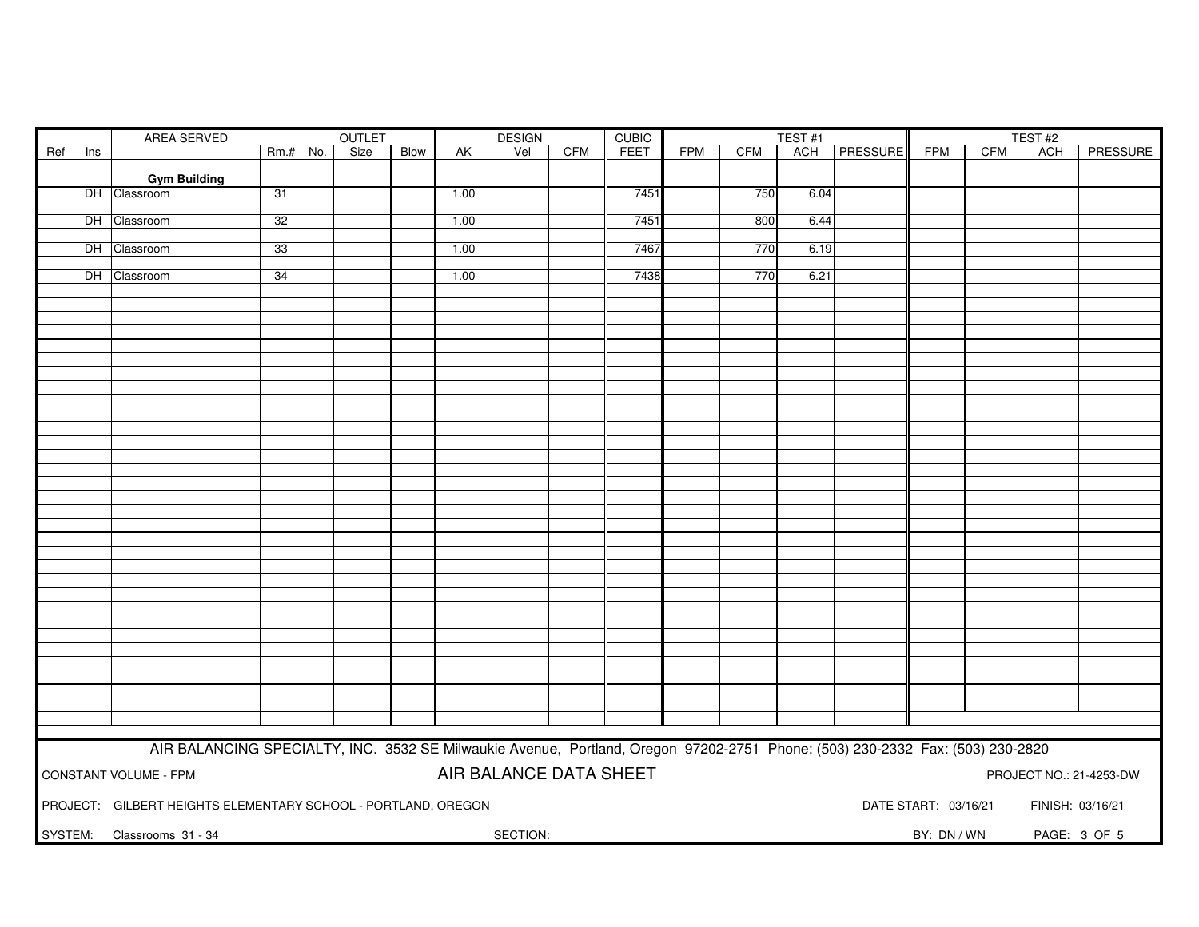| Ref | Ins | AREA SERVED | Rm.# | OUTLET No. | OUTLET Size | OUTLET Blow | DESIGN AK | DESIGN Vel | DESIGN CFM | CUBIC FEET | TEST #1 FPM | TEST #1 CFM | TEST #1 ACH | TEST #1 PRESSURE | TEST #2 FPM | TEST #2 CFM | TEST #2 ACH | TEST #2 PRESSURE |
|---|---|---|---|---|---|---|---|---|---|---|---|---|---|---|---|---|---|---|
| | | **Gym Building** | | | | | | | | | | | | | | | | |
| | DH | Classroom | 31 | | | | 1.00 | | | 7451 | | 750 | 6.04 | | | | | |
| | DH | Classroom | 32 | | | | 1.00 | | | 7451 | | 800 | 6.44 | | | | | |
| | DH | Classroom | 33 | | | | 1.00 | | | 7467 | | 770 | 6.19 | | | | | |
| | DH | Classroom | 34 | | | | 1.00 | | | 7438 | | 770 | 6.21 | | | | | |

AIR BALANCING SPECIALTY, INC. 3532 SE Milwaukie Avenue, Portland, Oregon 97202-2751 Phone: (503) 230-2332 Fax: (503) 230-2820

CONSTANT VOLUME - FPM

AIR BALANCE DATA SHEET

PROJECT NO.: 21-4253-DW

PROJECT: GILBERT HEIGHTS ELEMENTARY SCHOOL - PORTLAND, OREGON

DATE START: 03/16/21 FINISH: 03/16/21

SYSTEM: Classrooms 31 - 34

SECTION:

BY: DN / WN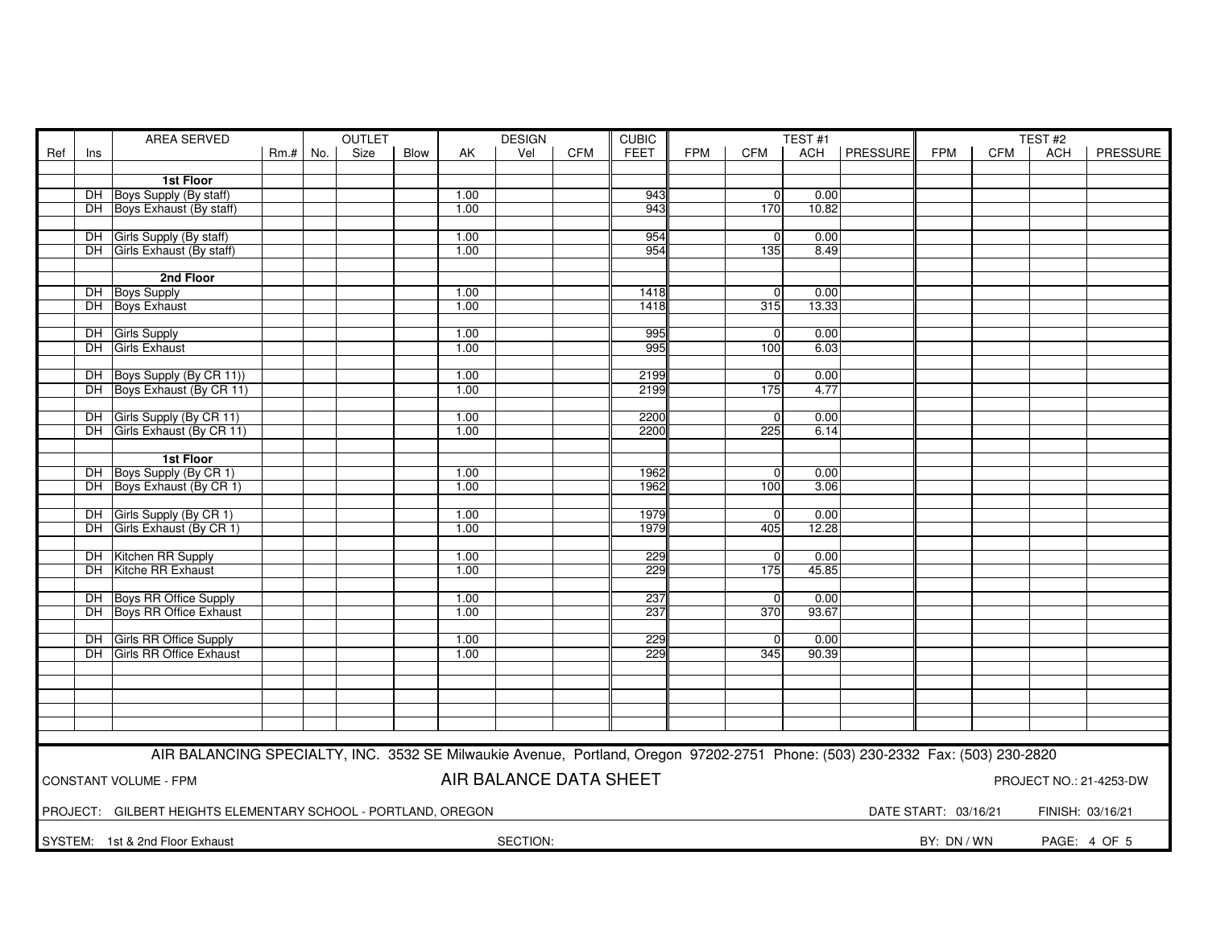| Ref | Ins | AREA SERVED | Rm.# | OUTLET No. | OUTLET Size | OUTLET Blow | DESIGN AK | DESIGN Vel | DESIGN CFM | CUBIC FEET | TEST #1 FPM | TEST #1 CFM | TEST #1 ACH | TEST #1 PRESSURE | TEST #2 FPM | TEST #2 CFM | TEST #2 ACH | TEST #2 PRESSURE |
|---|---|---|---|---|---|---|---|---|---|---|---|---|---|---|---|---|---|---|
| | | **1st Floor** | | | | | | | | | | | | | | | | |
| | DH | Boys Supply (By staff) | | | | | 1.00 | | | 943 | | 0 | 0.00 | | | | | |
| | DH | Boys Exhaust (By staff) | | | | | 1.00 | | | 943 | | 170 | 10.82 | | | | | |
| | DH | Girls Supply (By staff) | | | | | 1.00 | | | 954 | | 0 | 0.00 | | | | | |
| | DH | Girls Exhaust (By staff) | | | | | 1.00 | | | 954 | | 135 | 8.49 | | | | | |
| | | **2nd Floor** | | | | | | | | | | | | | | | | |
| | DH | Boys Supply | | | | | 1.00 | | | 1418 | | 0 | 0.00 | | | | | |
| | DH | Boys Exhaust | | | | | 1.00 | | | 1418 | | 315 | 13.33 | | | | | |
| | DH | Girls Supply | | | | | 1.00 | | | 995 | | 0 | 0.00 | | | | | |
| | DH | Girls Exhaust | | | | | 1.00 | | | 995 | | 100 | 6.03 | | | | | |
| | DH | Boys Supply (By CR 11)) | | | | | 1.00 | | | 2199 | | 0 | 0.00 | | | | | |
| | DH | Boys Exhaust (By CR 11) | | | | | 1.00 | | | 2199 | | 175 | 4.77 | | | | | |
| | DH | Girls Supply (By CR 11) | | | | | 1.00 | | | 2200 | | 0 | 0.00 | | | | | |
| | DH | Girls Exhaust (By CR 11) | | | | | 1.00 | | | 2200 | | 225 | 6.14 | | | | | |
| | | **1st Floor** | | | | | | | | | | | | | | | | |
| | DH | Boys Supply (By CR 1) | | | | | 1.00 | | | 1962 | | 0 | 0.00 | | | | | |
| | DH | Boys Exhaust (By CR 1) | | | | | 1.00 | | | 1962 | | 100 | 3.06 | | | | | |
| | DH | Girls Supply (By CR 1) | | | | | 1.00 | | | 1979 | | 0 | 0.00 | | | | | |
| | DH | Girls Exhaust (By CR 1) | | | | | 1.00 | | | 1979 | | 405 | 12.28 | | | | | |
| | DH | Kitchen RR Supply | | | | | 1.00 | | | 229 | | 0 | 0.00 | | | | | |
| | DH | Kitche RR Exhaust | | | | | 1.00 | | | 229 | | 175 | 45.85 | | | | | |
| | DH | Boys RR Office Supply | | | | | 1.00 | | | 237 | | 0 | 0.00 | | | | | |
| | DH | Boys RR Office Exhaust | | | | | 1.00 | | | 237 | | 370 | 93.67 | | | | | |
| | DH | Girls RR Office Supply | | | | | 1.00 | | | 229 | | 0 | 0.00 | | | | | |
| | DH | Girls RR Office Exhaust | | | | | 1.00 | | | 229 | | 345 | 90.39 | | | | | |

AIR BALANCING SPECIALTY, INC. 3532 SE Milwaukie Avenue, Portland, Oregon 97202-2751 Phone: (503) 230-2332 Fax: (503) 230-2820

CONSTANT VOLUME - FPM

**AIR BALANCE DATA SHEET**

PROJECT NO.: 21-4253-DW

PROJECT: GILBERT HEIGHTS ELEMENTARY SCHOOL - PORTLAND, OREGON

DATE START: 03/16/21 FINISH: 03/16/21

SYSTEM: 1st & 2nd Floor Exhaust

SECTION:

BY: DN / WN

PAGE: 4 OF 5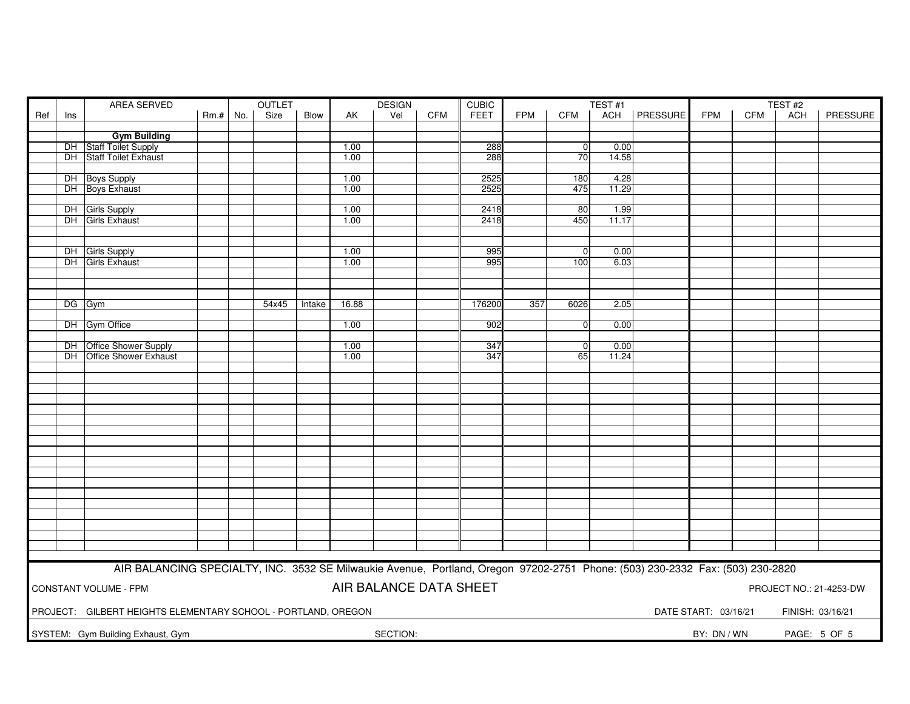| Ref | Ins | AREA SERVED | Rm.# | OUTLET No. | OUTLET Size | OUTLET Blow | DESIGN AK | DESIGN Vel | DESIGN CFM | CUBIC FEET | TEST #1 FPM | TEST #1 CFM | TEST #1 ACH | TEST #1 PRESSURE | TEST #2 FPM | TEST #2 CFM | TEST #2 ACH | TEST #2 PRESSURE |
|---|---|---|---|---|---|---|---|---|---|---|---|---|---|---|---|---|---|---|
| | | **Gym Building** | | | | | | | | | | | | | | | | |
| | DH | Staff Toilet Supply | | | | | 1.00 | | | 288 | | 0 | 0.00 | | | | | |
| | DH | Staff Toilet Exhaust | | | | | 1.00 | | | 288 | | 70 | 14.58 | | | | | |
| | DH | Boys Supply | | | | | 1.00 | | | 2525 | | 180 | 4.28 | | | | | |
| | DH | Boys Exhaust | | | | | 1.00 | | | 2525 | | 475 | 11.29 | | | | | |
| | DH | Girls Supply | | | | | 1.00 | | | 2418 | | 80 | 1.99 | | | | | |
| | DH | Girls Exhaust | | | | | 1.00 | | | 2418 | | 450 | 11.17 | | | | | |
| | DH | Girls Supply | | | | | 1.00 | | | 995 | | 0 | 0.00 | | | | | |
| | DH | Girls Exhaust | | | | | 1.00 | | | 995 | | 100 | 6.03 | | | | | |
| | DG | Gym | | | 54x45 | Intake | 16.88 | | | 176200 | 357 | 6026 | 2.05 | | | | | |
| | DH | Gym Office | | | | | 1.00 | | | 902 | | 0 | 0.00 | | | | | |
| | DH | Office Shower Supply | | | | | 1.00 | | | 347 | | 0 | 0.00 | | | | | |
| | DH | Office Shower Exhaust | | | | | 1.00 | | | 347 | | 65 | 11.24 | | | | | |

AIR BALANCING SPECIALTY, INC. 3532 SE Milwaukie Avenue, Portland, Oregon 97202-2751 Phone: (503) 230-2332 Fax: (503) 230-2820

CONSTANT VOLUME - FPM

## AIR BALANCE DATA SHEET

PROJECT NO.: 21-4253-DW

PROJECT: GILBERT HEIGHTS ELEMENTARY SCHOOL - PORTLAND, OREGON

DATE START: 03/16/21 FINISH: 03/16/21

SYSTEM: Gym Building Exhaust, Gym

SECTION:

BY: DN / WN